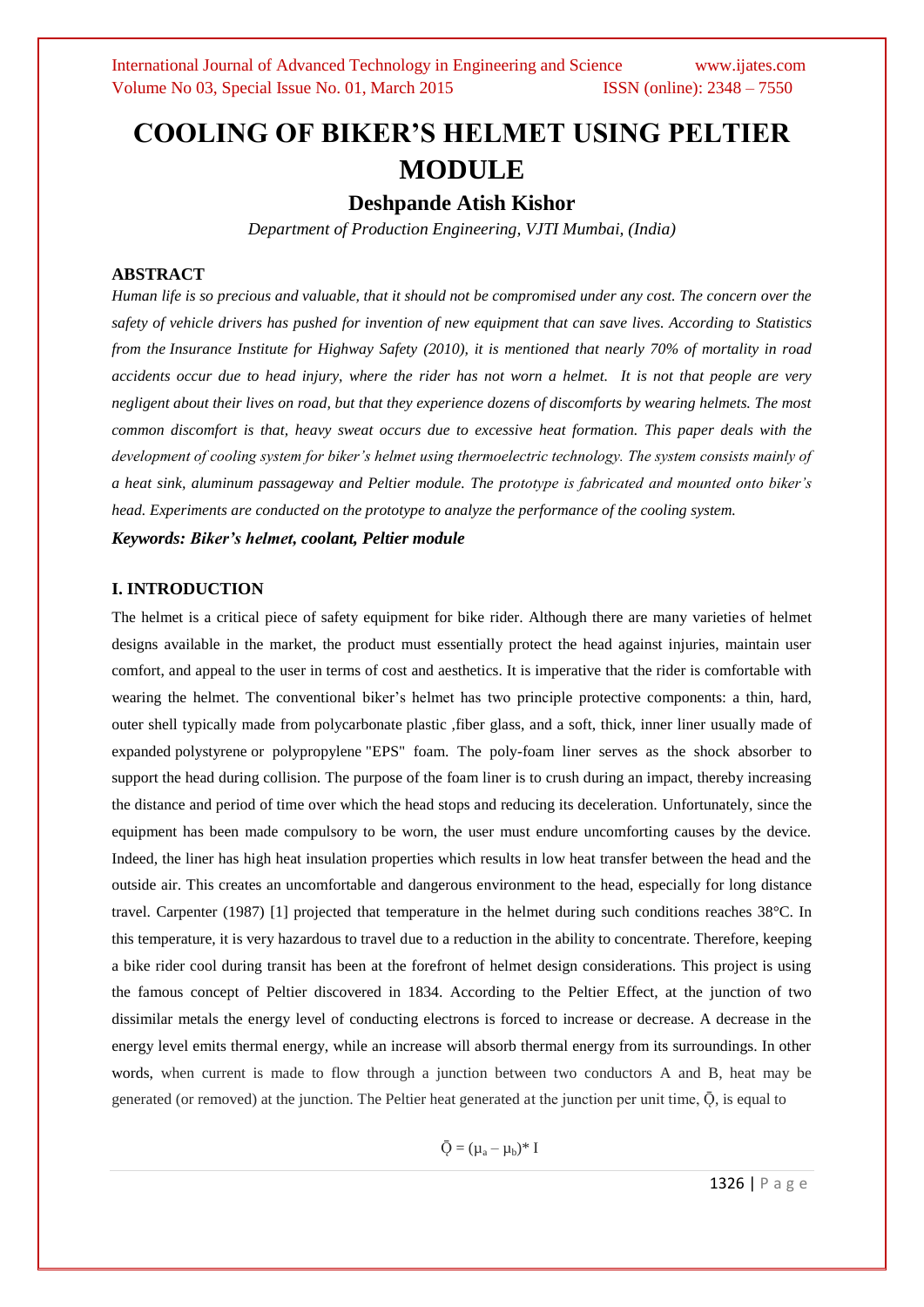# COOLING OF BIKER'S HELMET USING PELTIER MODULE

## Deshpande Atish Kishor

*Department of Production Engineering, VJTI Mumbai, (India)*

### ABSTRACT

*Human life is so precious and valuable, that it should not be compromised under any cost. The concern over the safety of vehicle drivers has pushed for invention of new equipment that can save lives. According to Statistics from the Insurance Institute for Highway Safety (2010), it is mentioned that nearly 70% of mortality in road accidents occur due to head injury, where the rider has not worn a helmet. It is not that people are very negligent about their lives on road, but that they experience dozens of discomforts by wearing helmets. The most common discomfort is that, heavy sweat occurs due to excessive heat formation. This paper deals with the development of cooling system for biker's helmet using thermoelectric technology. The system consists mainly of a heat sink, aluminum passageway and Peltier module. The prototype is fabricated and mounted onto biker's head. Experiments are conducted on the prototype to analyze the performance of the cooling system.*

***Keywords: Biker's helmet, coolant, Peltier module***

### I. INTRODUCTION

The helmet is a critical piece of safety equipment for bike rider. Although there are many varieties of helmet designs available in the market, the product must essentially protect the head against injuries, maintain user comfort, and appeal to the user in terms of cost and aesthetics. It is imperative that the rider is comfortable with wearing the helmet. The conventional biker's helmet has two principle protective components: a thin, hard, outer shell typically made from polycarbonate plastic ,fiber glass, and a soft, thick, inner liner usually made of expanded polystyrene or polypropylene "EPS" foam. The poly-foam liner serves as the shock absorber to support the head during collision. The purpose of the foam liner is to crush during an impact, thereby increasing the distance and period of time over which the head stops and reducing its deceleration. Unfortunately, since the equipment has been made compulsory to be worn, the user must endure uncomforting causes by the device. Indeed, the liner has high heat insulation properties which results in low heat transfer between the head and the outside air. This creates an uncomfortable and dangerous environment to the head, especially for long distance travel. Carpenter (1987) [1] projected that temperature in the helmet during such conditions reaches 38°C. In this temperature, it is very hazardous to travel due to a reduction in the ability to concentrate. Therefore, keeping a bike rider cool during transit has been at the forefront of helmet design considerations. This project is using the famous concept of Peltier discovered in 1834. According to the Peltier Effect, at the junction of two dissimilar metals the energy level of conducting electrons is forced to increase or decrease. A decrease in the energy level emits thermal energy, while an increase will absorb thermal energy from its surroundings. In other words, when current is made to flow through a junction between two conductors A and B, heat may be generated (or removed) at the junction. The Peltier heat generated at the junction per unit time, $\bar{Q}$, is equal to

$$\bar{Q} = (\mu_a - \mu_b) * I$$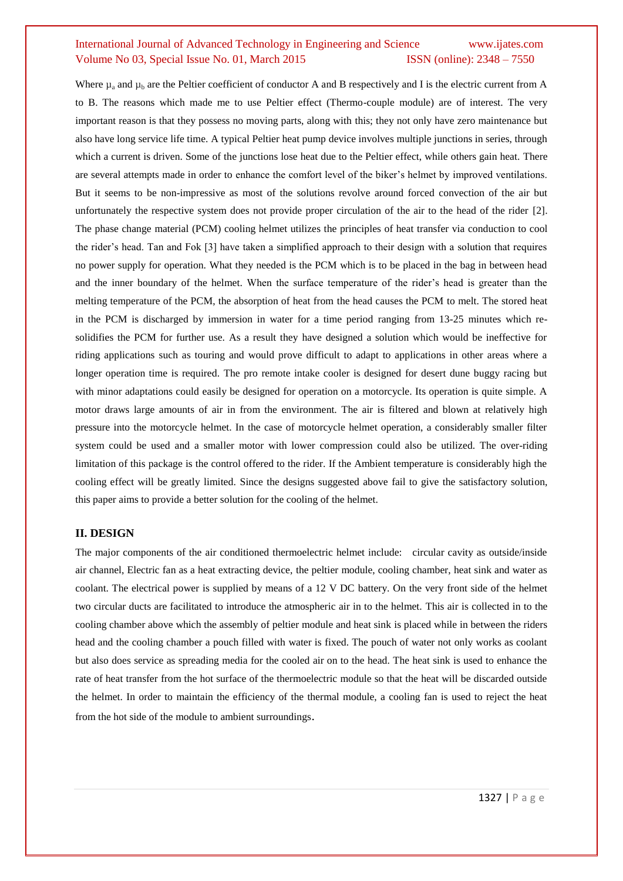Where $\mu_a$ and $\mu_b$ are the Peltier coefficient of conductor A and B respectively and I is the electric current from A to B. The reasons which made me to use Peltier effect (Thermo-couple module) are of interest. The very important reason is that they possess no moving parts, along with this; they not only have zero maintenance but also have long service life time. A typical Peltier heat pump device involves multiple junctions in series, through which a current is driven. Some of the junctions lose heat due to the Peltier effect, while others gain heat. There are several attempts made in order to enhance the comfort level of the biker's helmet by improved ventilations. But it seems to be non-impressive as most of the solutions revolve around forced convection of the air but unfortunately the respective system does not provide proper circulation of the air to the head of the rider [2]. The phase change material (PCM) cooling helmet utilizes the principles of heat transfer via conduction to cool the rider's head. Tan and Fok [3] have taken a simplified approach to their design with a solution that requires no power supply for operation. What they needed is the PCM which is to be placed in the bag in between head and the inner boundary of the helmet. When the surface temperature of the rider's head is greater than the melting temperature of the PCM, the absorption of heat from the head causes the PCM to melt. The stored heat in the PCM is discharged by immersion in water for a time period ranging from 13-25 minutes which re-solidifies the PCM for further use. As a result they have designed a solution which would be ineffective for riding applications such as touring and would prove difficult to adapt to applications in other areas where a longer operation time is required. The pro remote intake cooler is designed for desert dune buggy racing but with minor adaptations could easily be designed for operation on a motorcycle. Its operation is quite simple. A motor draws large amounts of air in from the environment. The air is filtered and blown at relatively high pressure into the motorcycle helmet. In the case of motorcycle helmet operation, a considerably smaller filter system could be used and a smaller motor with lower compression could also be utilized. The over-riding limitation of this package is the control offered to the rider. If the Ambient temperature is considerably high the cooling effect will be greatly limited. Since the designs suggested above fail to give the satisfactory solution, this paper aims to provide a better solution for the cooling of the helmet.

## II. DESIGN

The major components of the air conditioned thermoelectric helmet include: circular cavity as outside/inside air channel, Electric fan as a heat extracting device, the peltier module, cooling chamber, heat sink and water as coolant. The electrical power is supplied by means of a 12 V DC battery. On the very front side of the helmet two circular ducts are facilitated to introduce the atmospheric air in to the helmet. This air is collected in to the cooling chamber above which the assembly of peltier module and heat sink is placed while in between the riders head and the cooling chamber a pouch filled with water is fixed. The pouch of water not only works as coolant but also does service as spreading media for the cooled air on to the head. The heat sink is used to enhance the rate of heat transfer from the hot surface of the thermoelectric module so that the heat will be discarded outside the helmet. In order to maintain the efficiency of the thermal module, a cooling fan is used to reject the heat from the hot side of the module to ambient surroundings.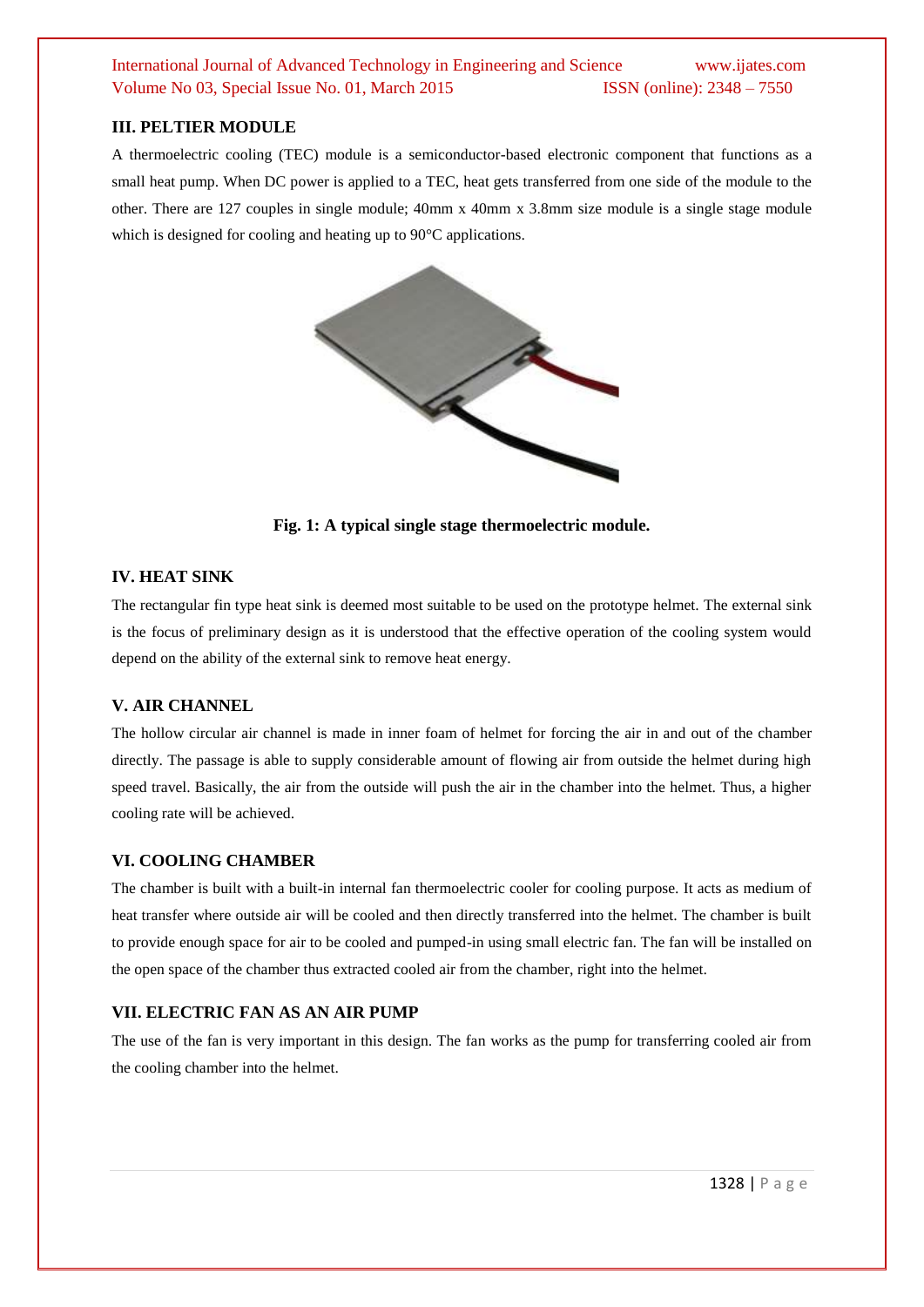## III. PELTIER MODULE

A thermoelectric cooling (TEC) module is a semiconductor-based electronic component that functions as a small heat pump. When DC power is applied to a TEC, heat gets transferred from one side of the module to the other. There are 127 couples in single module; 40mm x 40mm x 3.8mm size module is a single stage module which is designed for cooling and heating up to 90°C applications.

**Fig. 1: A typical single stage thermoelectric module.**

## IV. HEAT SINK

The rectangular fin type heat sink is deemed most suitable to be used on the prototype helmet. The external sink is the focus of preliminary design as it is understood that the effective operation of the cooling system would depend on the ability of the external sink to remove heat energy.

## V. AIR CHANNEL

The hollow circular air channel is made in inner foam of helmet for forcing the air in and out of the chamber directly. The passage is able to supply considerable amount of flowing air from outside the helmet during high speed travel. Basically, the air from the outside will push the air in the chamber into the helmet. Thus, a higher cooling rate will be achieved.

## VI. COOLING CHAMBER

The chamber is built with a built-in internal fan thermoelectric cooler for cooling purpose. It acts as medium of heat transfer where outside air will be cooled and then directly transferred into the helmet. The chamber is built to provide enough space for air to be cooled and pumped-in using small electric fan. The fan will be installed on the open space of the chamber thus extracted cooled air from the chamber, right into the helmet.

## VII. ELECTRIC FAN AS AN AIR PUMP

The use of the fan is very important in this design. The fan works as the pump for transferring cooled air from the cooling chamber into the helmet.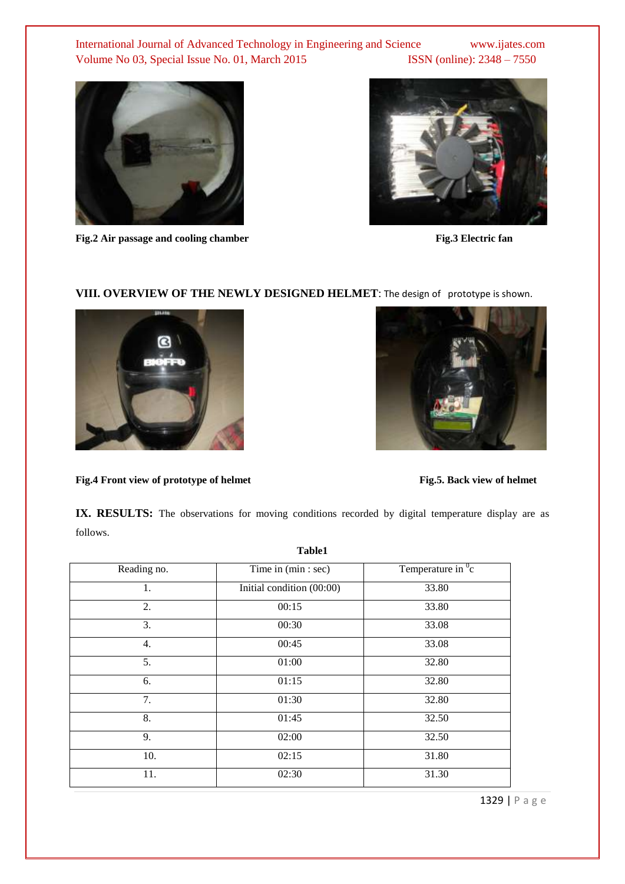Fig.2 Air passage and cooling chamber

Fig.3 Electric fan

## VIII. OVERVIEW OF THE NEWLY DESIGNED HELMET: The design of prototype is shown.

Fig.4 Front view of prototype of helmet

Fig.5. Back view of helmet

**IX. RESULTS:** The observations for moving conditions recorded by digital temperature display are as follows.

**Table1**

| Reading no. | Time in (min : sec) | Temperature in $^0$c |
|---|---|---|
| 1. | Initial condition (00:00) | 33.80 |
| 2. | 00:15 | 33.80 |
| 3. | 00:30 | 33.08 |
| 4. | 00:45 | 33.08 |
| 5. | 01:00 | 32.80 |
| 6. | 01:15 | 32.80 |
| 7. | 01:30 | 32.80 |
| 8. | 01:45 | 32.50 |
| 9. | 02:00 | 32.50 |
| 10. | 02:15 | 31.80 |
| 11. | 02:30 | 31.30 |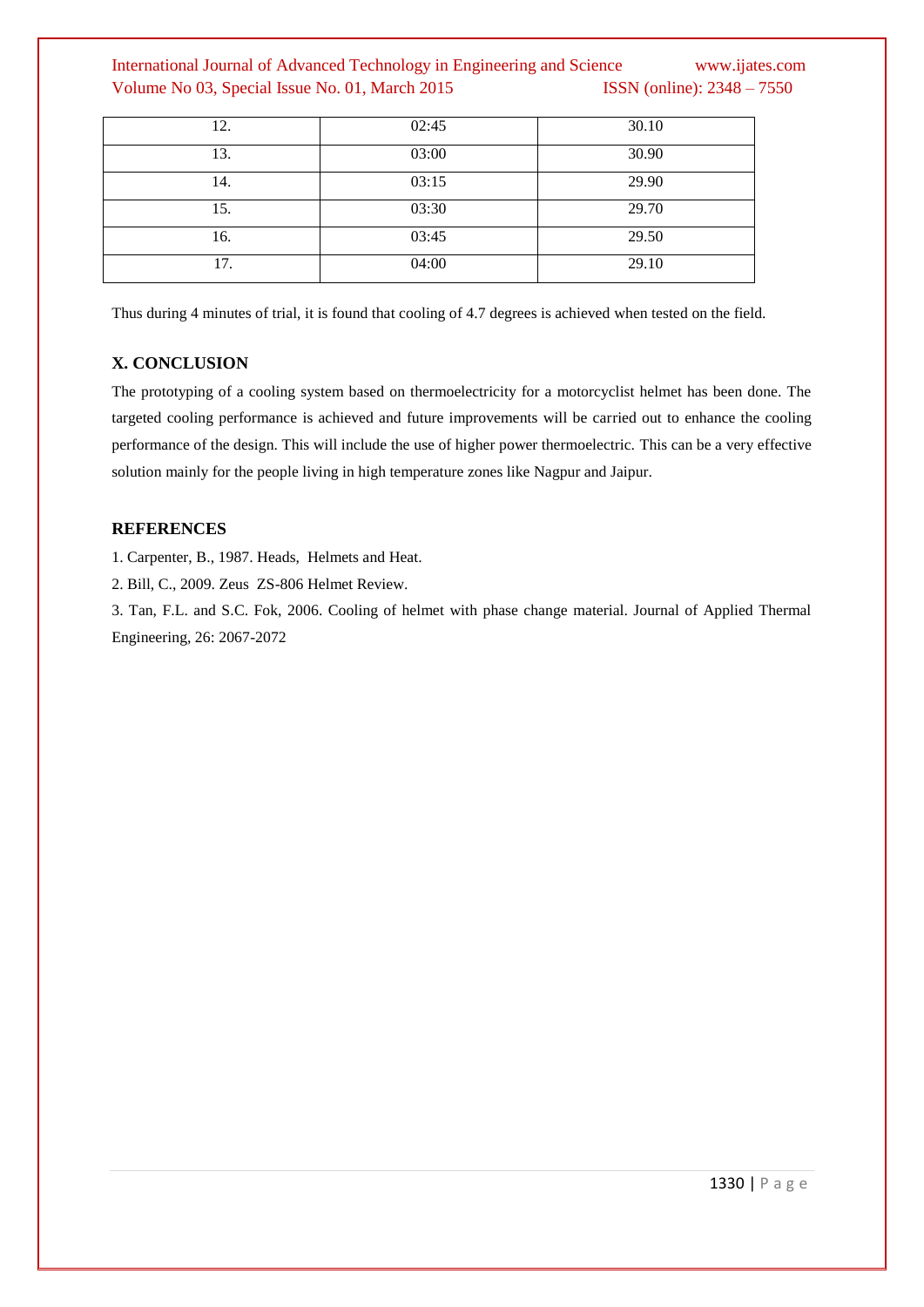| | | |
|---|---|---|
| 12. | 02:45 | 30.10 |
| 13. | 03:00 | 30.90 |
| 14. | 03:15 | 29.90 |
| 15. | 03:30 | 29.70 |
| 16. | 03:45 | 29.50 |
| 17. | 04:00 | 29.10 |

Thus during 4 minutes of trial, it is found that cooling of 4.7 degrees is achieved when tested on the field.

## X. CONCLUSION

The prototyping of a cooling system based on thermoelectricity for a motorcyclist helmet has been done. The targeted cooling performance is achieved and future improvements will be carried out to enhance the cooling performance of the design. This will include the use of higher power thermoelectric. This can be a very effective solution mainly for the people living in high temperature zones like Nagpur and Jaipur.

## REFERENCES

1. Carpenter, B., 1987. Heads, Helmets and Heat.

2. Bill, C., 2009. Zeus ZS-806 Helmet Review.

3. Tan, F.L. and S.C. Fok, 2006. Cooling of helmet with phase change material. Journal of Applied Thermal Engineering, 26: 2067-2072